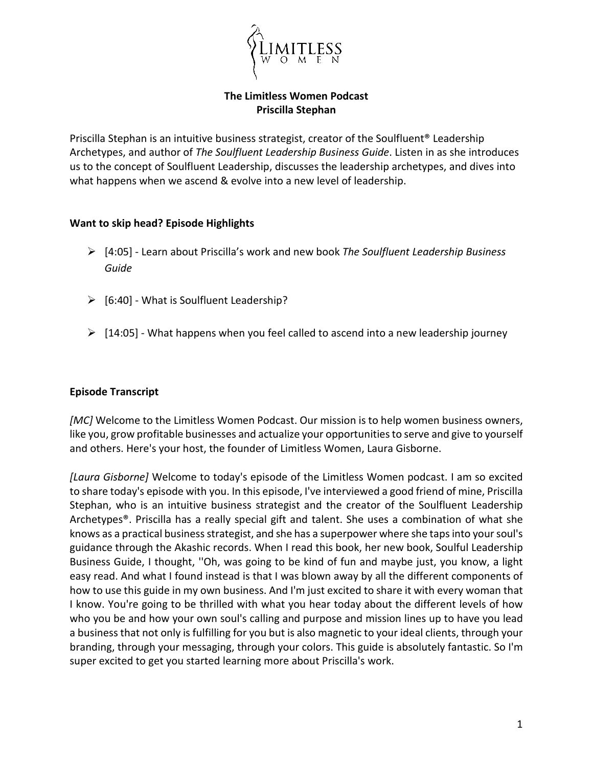# The Limitless Women Podcast
## Priscilla Stephan

Priscilla Stephan is an intuitive business strategist, creator of the Soulfluent® Leadership Archetypes, and author of *The Soulfluent Leadership Business Guide*. Listen in as she introduces us to the concept of Soulfluent Leadership, discusses the leadership archetypes, and dives into what happens when we ascend & evolve into a new level of leadership.

### Want to skip head? Episode Highlights

- [4:05] - Learn about Priscilla's work and new book *The Soulfluent Leadership Business Guide*
- [6:40] - What is Soulfluent Leadership?
- [14:05] - What happens when you feel called to ascend into a new leadership journey

### Episode Transcript

*[MC]* Welcome to the Limitless Women Podcast. Our mission is to help women business owners, like you, grow profitable businesses and actualize your opportunities to serve and give to yourself and others. Here's your host, the founder of Limitless Women, Laura Gisborne.

*[Laura Gisborne]* Welcome to today's episode of the Limitless Women podcast. I am so excited to share today's episode with you. In this episode, I've interviewed a good friend of mine, Priscilla Stephan, who is an intuitive business strategist and the creator of the Soulfluent Leadership Archetypes®. Priscilla has a really special gift and talent. She uses a combination of what she knows as a practical business strategist, and she has a superpower where she taps into your soul's guidance through the Akashic records. When I read this book, her new book, Soulful Leadership Business Guide, I thought, ''Oh, was going to be kind of fun and maybe just, you know, a light easy read. And what I found instead is that I was blown away by all the different components of how to use this guide in my own business. And I'm just excited to share it with every woman that I know. You're going to be thrilled with what you hear today about the different levels of how who you be and how your own soul's calling and purpose and mission lines up to have you lead a business that not only is fulfilling for you but is also magnetic to your ideal clients, through your branding, through your messaging, through your colors. This guide is absolutely fantastic. So I'm super excited to get you started learning more about Priscilla's work.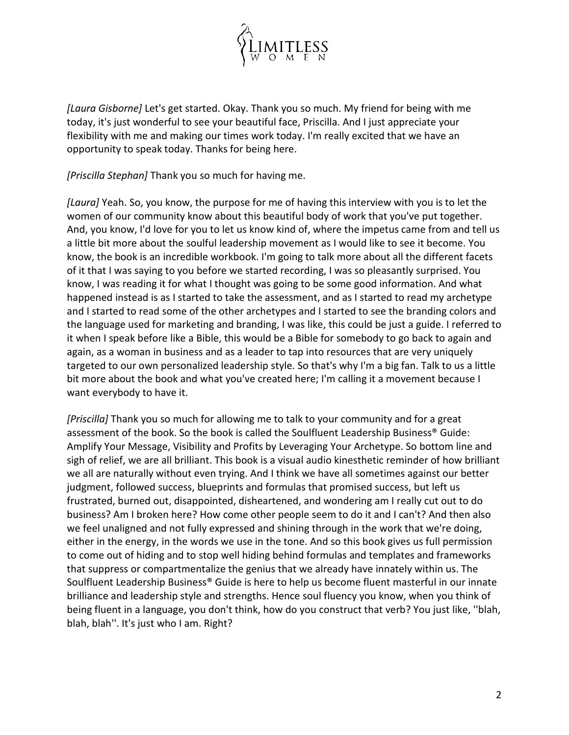*[Laura Gisborne]* Let's get started. Okay. Thank you so much. My friend for being with me today, it's just wonderful to see your beautiful face, Priscilla. And I just appreciate your flexibility with me and making our times work today. I'm really excited that we have an opportunity to speak today. Thanks for being here.

*[Priscilla Stephan]* Thank you so much for having me.

*[Laura]* Yeah. So, you know, the purpose for me of having this interview with you is to let the women of our community know about this beautiful body of work that you've put together. And, you know, I'd love for you to let us know kind of, where the impetus came from and tell us a little bit more about the soulful leadership movement as I would like to see it become. You know, the book is an incredible workbook. I'm going to talk more about all the different facets of it that I was saying to you before we started recording, I was so pleasantly surprised. You know, I was reading it for what I thought was going to be some good information. And what happened instead is as I started to take the assessment, and as I started to read my archetype and I started to read some of the other archetypes and I started to see the branding colors and the language used for marketing and branding, I was like, this could be just a guide. I referred to it when I speak before like a Bible, this would be a Bible for somebody to go back to again and again, as a woman in business and as a leader to tap into resources that are very uniquely targeted to our own personalized leadership style. So that's why I'm a big fan. Talk to us a little bit more about the book and what you've created here; I'm calling it a movement because I want everybody to have it.

*[Priscilla]* Thank you so much for allowing me to talk to your community and for a great assessment of the book. So the book is called the Soulfluent Leadership Business® Guide: Amplify Your Message, Visibility and Profits by Leveraging Your Archetype. So bottom line and sigh of relief, we are all brilliant. This book is a visual audio kinesthetic reminder of how brilliant we all are naturally without even trying. And I think we have all sometimes against our better judgment, followed success, blueprints and formulas that promised success, but left us frustrated, burned out, disappointed, disheartened, and wondering am I really cut out to do business? Am I broken here? How come other people seem to do it and I can't? And then also we feel unaligned and not fully expressed and shining through in the work that we're doing, either in the energy, in the words we use in the tone. And so this book gives us full permission to come out of hiding and to stop well hiding behind formulas and templates and frameworks that suppress or compartmentalize the genius that we already have innately within us. The Soulfluent Leadership Business® Guide is here to help us become fluent masterful in our innate brilliance and leadership style and strengths. Hence soul fluency you know, when you think of being fluent in a language, you don't think, how do you construct that verb? You just like, ''blah, blah, blah''. It's just who I am. Right?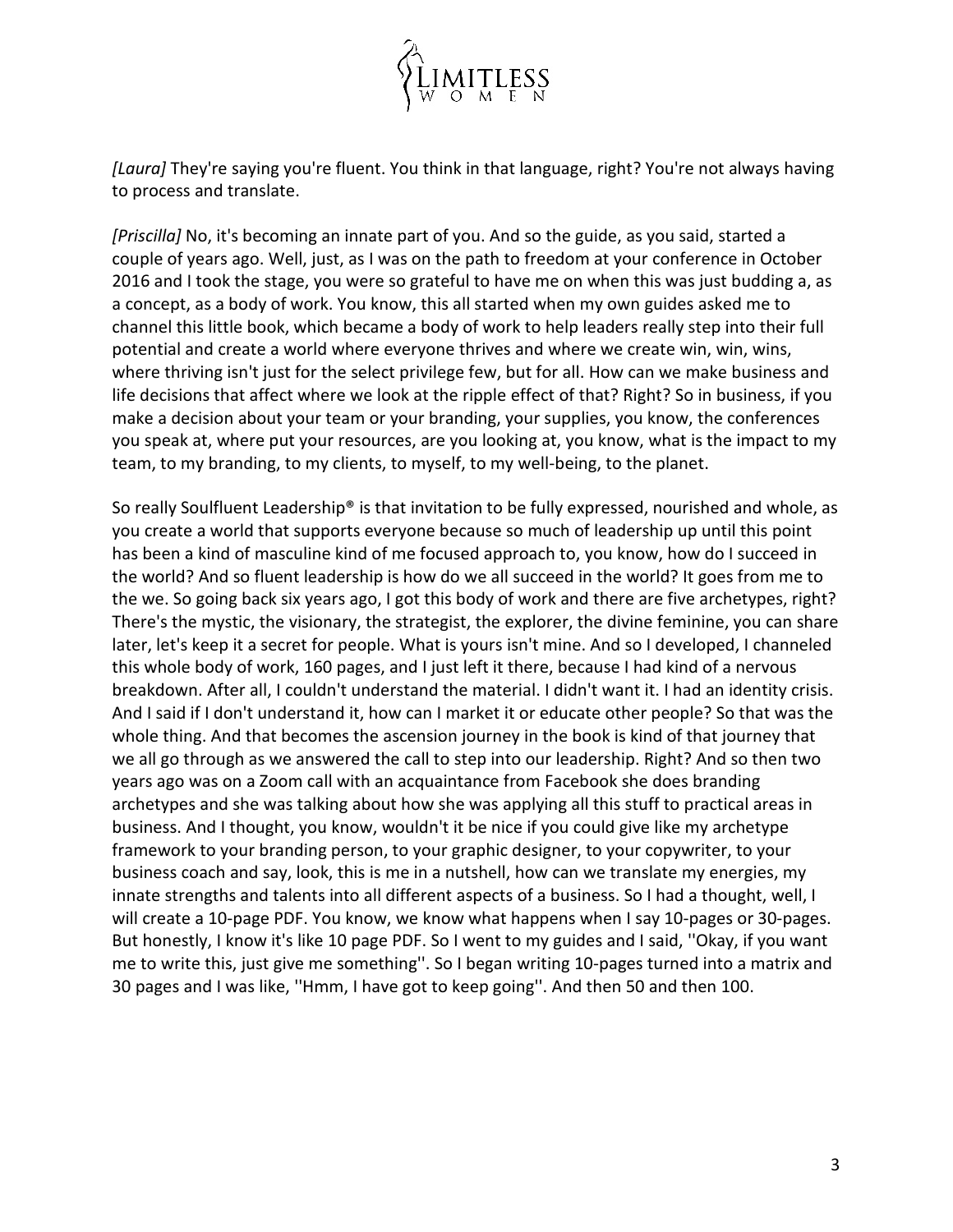*[Laura]* They're saying you're fluent. You think in that language, right? You're not always having to process and translate.

*[Priscilla]* No, it's becoming an innate part of you. And so the guide, as you said, started a couple of years ago. Well, just, as I was on the path to freedom at your conference in October 2016 and I took the stage, you were so grateful to have me on when this was just budding a, as a concept, as a body of work. You know, this all started when my own guides asked me to channel this little book, which became a body of work to help leaders really step into their full potential and create a world where everyone thrives and where we create win, win, wins, where thriving isn't just for the select privilege few, but for all. How can we make business and life decisions that affect where we look at the ripple effect of that? Right? So in business, if you make a decision about your team or your branding, your supplies, you know, the conferences you speak at, where put your resources, are you looking at, you know, what is the impact to my team, to my branding, to my clients, to myself, to my well-being, to the planet.

So really Soulfluent Leadership® is that invitation to be fully expressed, nourished and whole, as you create a world that supports everyone because so much of leadership up until this point has been a kind of masculine kind of me focused approach to, you know, how do I succeed in the world? And so fluent leadership is how do we all succeed in the world? It goes from me to the we. So going back six years ago, I got this body of work and there are five archetypes, right? There's the mystic, the visionary, the strategist, the explorer, the divine feminine, you can share later, let's keep it a secret for people. What is yours isn't mine. And so I developed, I channeled this whole body of work, 160 pages, and I just left it there, because I had kind of a nervous breakdown. After all, I couldn't understand the material. I didn't want it. I had an identity crisis. And I said if I don't understand it, how can I market it or educate other people? So that was the whole thing. And that becomes the ascension journey in the book is kind of that journey that we all go through as we answered the call to step into our leadership. Right? And so then two years ago was on a Zoom call with an acquaintance from Facebook she does branding archetypes and she was talking about how she was applying all this stuff to practical areas in business. And I thought, you know, wouldn't it be nice if you could give like my archetype framework to your branding person, to your graphic designer, to your copywriter, to your business coach and say, look, this is me in a nutshell, how can we translate my energies, my innate strengths and talents into all different aspects of a business. So I had a thought, well, I will create a 10-page PDF. You know, we know what happens when I say 10-pages or 30-pages. But honestly, I know it's like 10 page PDF. So I went to my guides and I said, ''Okay, if you want me to write this, just give me something''. So I began writing 10-pages turned into a matrix and 30 pages and I was like, ''Hmm, I have got to keep going''. And then 50 and then 100.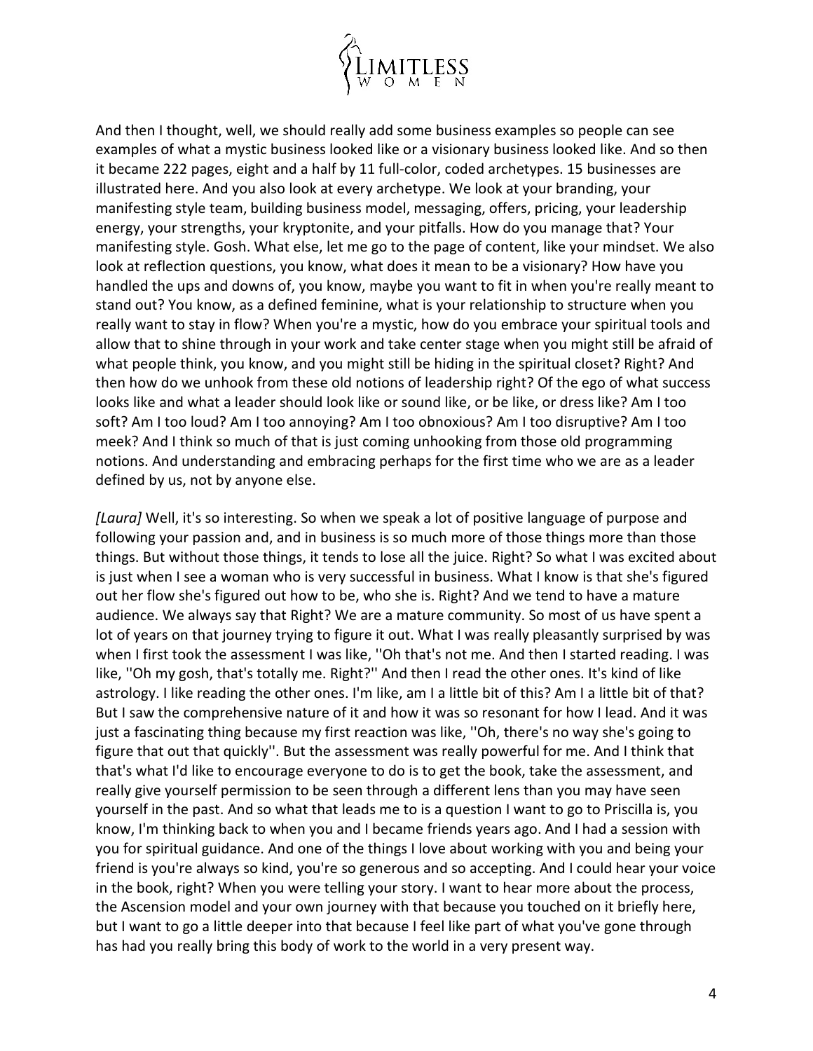And then I thought, well, we should really add some business examples so people can see examples of what a mystic business looked like or a visionary business looked like. And so then it became 222 pages, eight and a half by 11 full-color, coded archetypes. 15 businesses are illustrated here. And you also look at every archetype. We look at your branding, your manifesting style team, building business model, messaging, offers, pricing, your leadership energy, your strengths, your kryptonite, and your pitfalls. How do you manage that? Your manifesting style. Gosh. What else, let me go to the page of content, like your mindset. We also look at reflection questions, you know, what does it mean to be a visionary? How have you handled the ups and downs of, you know, maybe you want to fit in when you're really meant to stand out? You know, as a defined feminine, what is your relationship to structure when you really want to stay in flow? When you're a mystic, how do you embrace your spiritual tools and allow that to shine through in your work and take center stage when you might still be afraid of what people think, you know, and you might still be hiding in the spiritual closet? Right? And then how do we unhook from these old notions of leadership right? Of the ego of what success looks like and what a leader should look like or sound like, or be like, or dress like? Am I too soft? Am I too loud? Am I too annoying? Am I too obnoxious? Am I too disruptive? Am I too meek? And I think so much of that is just coming unhooking from those old programming notions. And understanding and embracing perhaps for the first time who we are as a leader defined by us, not by anyone else.

*[Laura]* Well, it's so interesting. So when we speak a lot of positive language of purpose and following your passion and, and in business is so much more of those things more than those things. But without those things, it tends to lose all the juice. Right? So what I was excited about is just when I see a woman who is very successful in business. What I know is that she's figured out her flow she's figured out how to be, who she is. Right? And we tend to have a mature audience. We always say that Right? We are a mature community. So most of us have spent a lot of years on that journey trying to figure it out. What I was really pleasantly surprised by was when I first took the assessment I was like, ''Oh that's not me. And then I started reading. I was like, ''Oh my gosh, that's totally me. Right?'' And then I read the other ones. It's kind of like astrology. I like reading the other ones. I'm like, am I a little bit of this? Am I a little bit of that? But I saw the comprehensive nature of it and how it was so resonant for how I lead. And it was just a fascinating thing because my first reaction was like, ''Oh, there's no way she's going to figure that out that quickly''. But the assessment was really powerful for me. And I think that that's what I'd like to encourage everyone to do is to get the book, take the assessment, and really give yourself permission to be seen through a different lens than you may have seen yourself in the past. And so what that leads me to is a question I want to go to Priscilla is, you know, I'm thinking back to when you and I became friends years ago. And I had a session with you for spiritual guidance. And one of the things I love about working with you and being your friend is you're always so kind, you're so generous and so accepting. And I could hear your voice in the book, right? When you were telling your story. I want to hear more about the process, the Ascension model and your own journey with that because you touched on it briefly here, but I want to go a little deeper into that because I feel like part of what you've gone through has had you really bring this body of work to the world in a very present way.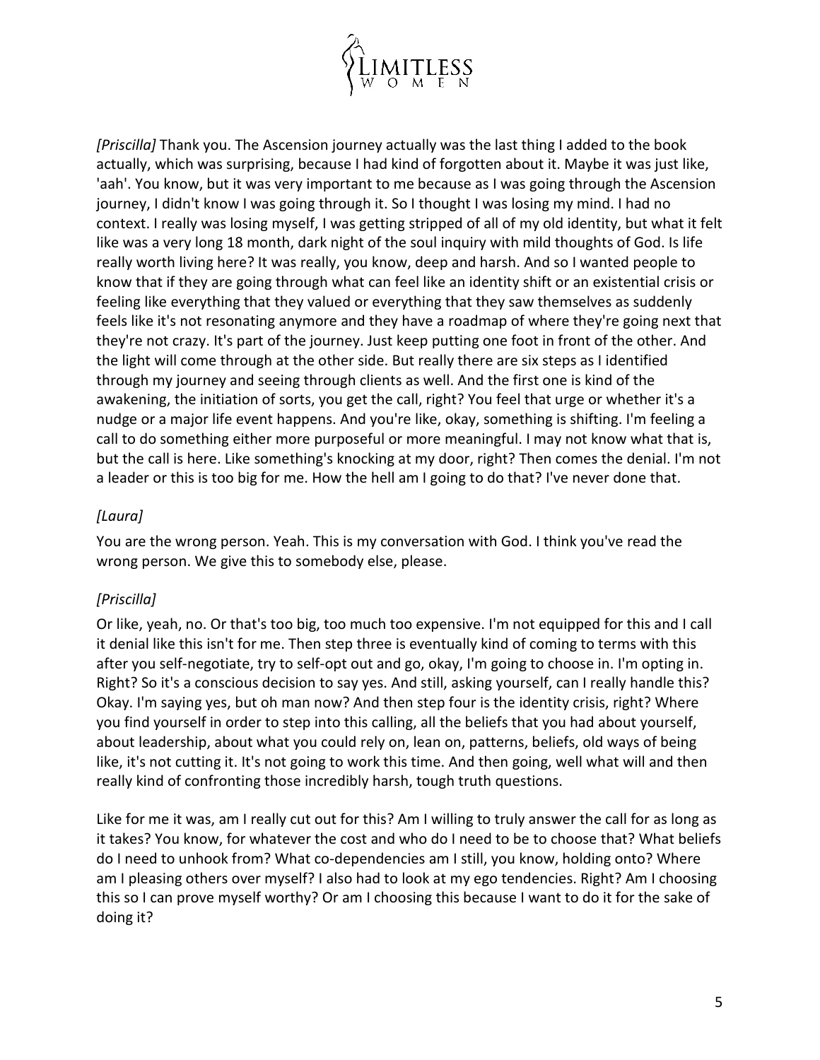*[Priscilla]* Thank you. The Ascension journey actually was the last thing I added to the book actually, which was surprising, because I had kind of forgotten about it. Maybe it was just like, 'aah'. You know, but it was very important to me because as I was going through the Ascension journey, I didn't know I was going through it. So I thought I was losing my mind. I had no context. I really was losing myself, I was getting stripped of all of my old identity, but what it felt like was a very long 18 month, dark night of the soul inquiry with mild thoughts of God. Is life really worth living here? It was really, you know, deep and harsh. And so I wanted people to know that if they are going through what can feel like an identity shift or an existential crisis or feeling like everything that they valued or everything that they saw themselves as suddenly feels like it's not resonating anymore and they have a roadmap of where they're going next that they're not crazy. It's part of the journey. Just keep putting one foot in front of the other. And the light will come through at the other side. But really there are six steps as I identified through my journey and seeing through clients as well. And the first one is kind of the awakening, the initiation of sorts, you get the call, right? You feel that urge or whether it's a nudge or a major life event happens. And you're like, okay, something is shifting. I'm feeling a call to do something either more purposeful or more meaningful. I may not know what that is, but the call is here. Like something's knocking at my door, right? Then comes the denial. I'm not a leader or this is too big for me. How the hell am I going to do that? I've never done that.

*[Laura]*

You are the wrong person. Yeah. This is my conversation with God. I think you've read the wrong person. We give this to somebody else, please.

*[Priscilla]*

Or like, yeah, no. Or that's too big, too much too expensive. I'm not equipped for this and I call it denial like this isn't for me. Then step three is eventually kind of coming to terms with this after you self-negotiate, try to self-opt out and go, okay, I'm going to choose in. I'm opting in. Right? So it's a conscious decision to say yes. And still, asking yourself, can I really handle this? Okay. I'm saying yes, but oh man now? And then step four is the identity crisis, right? Where you find yourself in order to step into this calling, all the beliefs that you had about yourself, about leadership, about what you could rely on, lean on, patterns, beliefs, old ways of being like, it's not cutting it. It's not going to work this time. And then going, well what will and then really kind of confronting those incredibly harsh, tough truth questions.

Like for me it was, am I really cut out for this? Am I willing to truly answer the call for as long as it takes? You know, for whatever the cost and who do I need to be to choose that? What beliefs do I need to unhook from? What co-dependencies am I still, you know, holding onto? Where am I pleasing others over myself? I also had to look at my ego tendencies. Right? Am I choosing this so I can prove myself worthy? Or am I choosing this because I want to do it for the sake of doing it?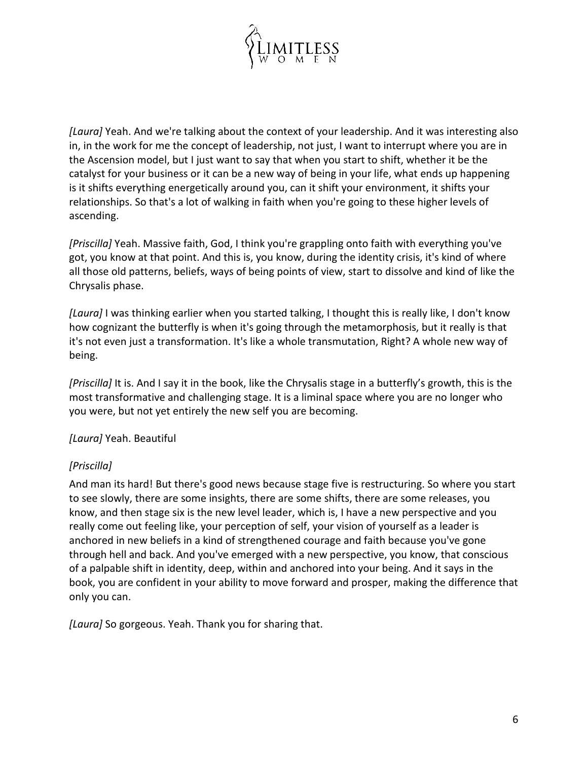*[Laura]* Yeah. And we're talking about the context of your leadership. And it was interesting also in, in the work for me the concept of leadership, not just, I want to interrupt where you are in the Ascension model, but I just want to say that when you start to shift, whether it be the catalyst for your business or it can be a new way of being in your life, what ends up happening is it shifts everything energetically around you, can it shift your environment, it shifts your relationships. So that's a lot of walking in faith when you're going to these higher levels of ascending.

*[Priscilla]* Yeah. Massive faith, God, I think you're grappling onto faith with everything you've got, you know at that point. And this is, you know, during the identity crisis, it's kind of where all those old patterns, beliefs, ways of being points of view, start to dissolve and kind of like the Chrysalis phase.

*[Laura]* I was thinking earlier when you started talking, I thought this is really like, I don't know how cognizant the butterfly is when it's going through the metamorphosis, but it really is that it's not even just a transformation. It's like a whole transmutation, Right? A whole new way of being.

*[Priscilla]* It is. And I say it in the book, like the Chrysalis stage in a butterfly's growth, this is the most transformative and challenging stage. It is a liminal space where you are no longer who you were, but not yet entirely the new self you are becoming.

*[Laura]* Yeah. Beautiful

*[Priscilla]*

And man its hard! But there's good news because stage five is restructuring. So where you start to see slowly, there are some insights, there are some shifts, there are some releases, you know, and then stage six is the new level leader, which is, I have a new perspective and you really come out feeling like, your perception of self, your vision of yourself as a leader is anchored in new beliefs in a kind of strengthened courage and faith because you've gone through hell and back. And you've emerged with a new perspective, you know, that conscious of a palpable shift in identity, deep, within and anchored into your being. And it says in the book, you are confident in your ability to move forward and prosper, making the difference that only you can.

*[Laura]* So gorgeous. Yeah. Thank you for sharing that.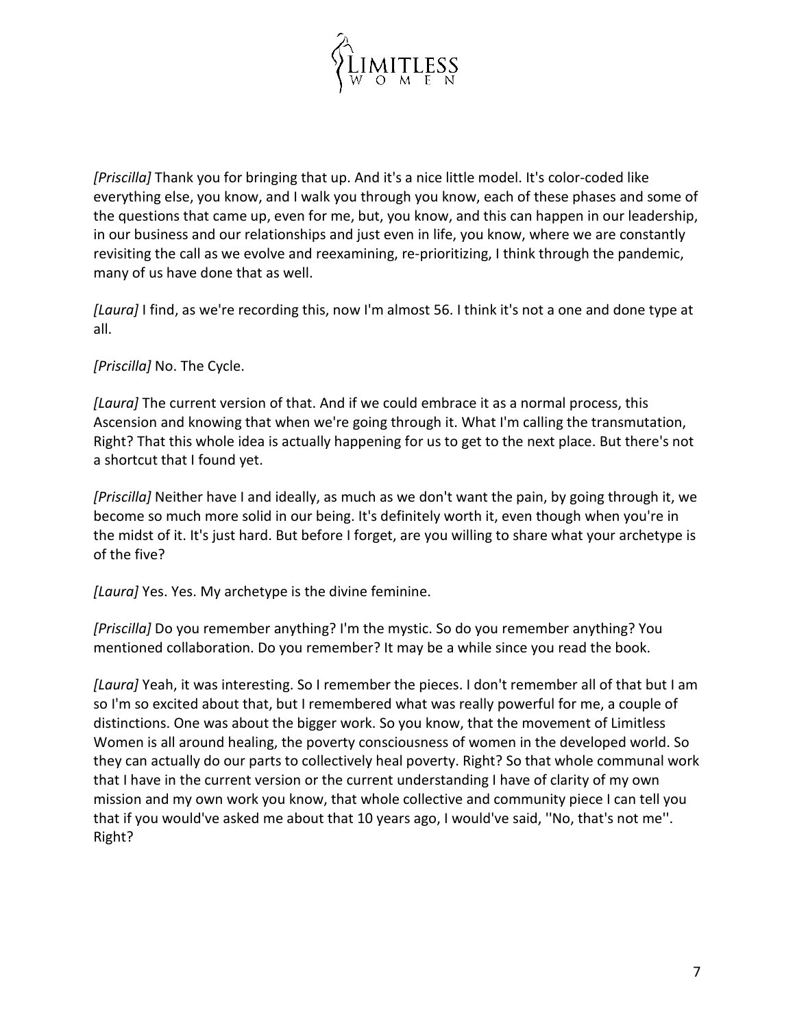*[Priscilla]* Thank you for bringing that up. And it's a nice little model. It's color-coded like everything else, you know, and I walk you through you know, each of these phases and some of the questions that came up, even for me, but, you know, and this can happen in our leadership, in our business and our relationships and just even in life, you know, where we are constantly revisiting the call as we evolve and reexamining, re-prioritizing, I think through the pandemic, many of us have done that as well.

*[Laura]* I find, as we're recording this, now I'm almost 56. I think it's not a one and done type at all.

*[Priscilla]* No. The Cycle.

*[Laura]* The current version of that. And if we could embrace it as a normal process, this Ascension and knowing that when we're going through it. What I'm calling the transmutation, Right? That this whole idea is actually happening for us to get to the next place. But there's not a shortcut that I found yet.

*[Priscilla]* Neither have I and ideally, as much as we don't want the pain, by going through it, we become so much more solid in our being. It's definitely worth it, even though when you're in the midst of it. It's just hard. But before I forget, are you willing to share what your archetype is of the five?

*[Laura]* Yes. Yes. My archetype is the divine feminine.

*[Priscilla]* Do you remember anything? I'm the mystic. So do you remember anything? You mentioned collaboration. Do you remember? It may be a while since you read the book.

*[Laura]* Yeah, it was interesting. So I remember the pieces. I don't remember all of that but I am so I'm so excited about that, but I remembered what was really powerful for me, a couple of distinctions. One was about the bigger work. So you know, that the movement of Limitless Women is all around healing, the poverty consciousness of women in the developed world. So they can actually do our parts to collectively heal poverty. Right? So that whole communal work that I have in the current version or the current understanding I have of clarity of my own mission and my own work you know, that whole collective and community piece I can tell you that if you would've asked me about that 10 years ago, I would've said, ''No, that's not me''. Right?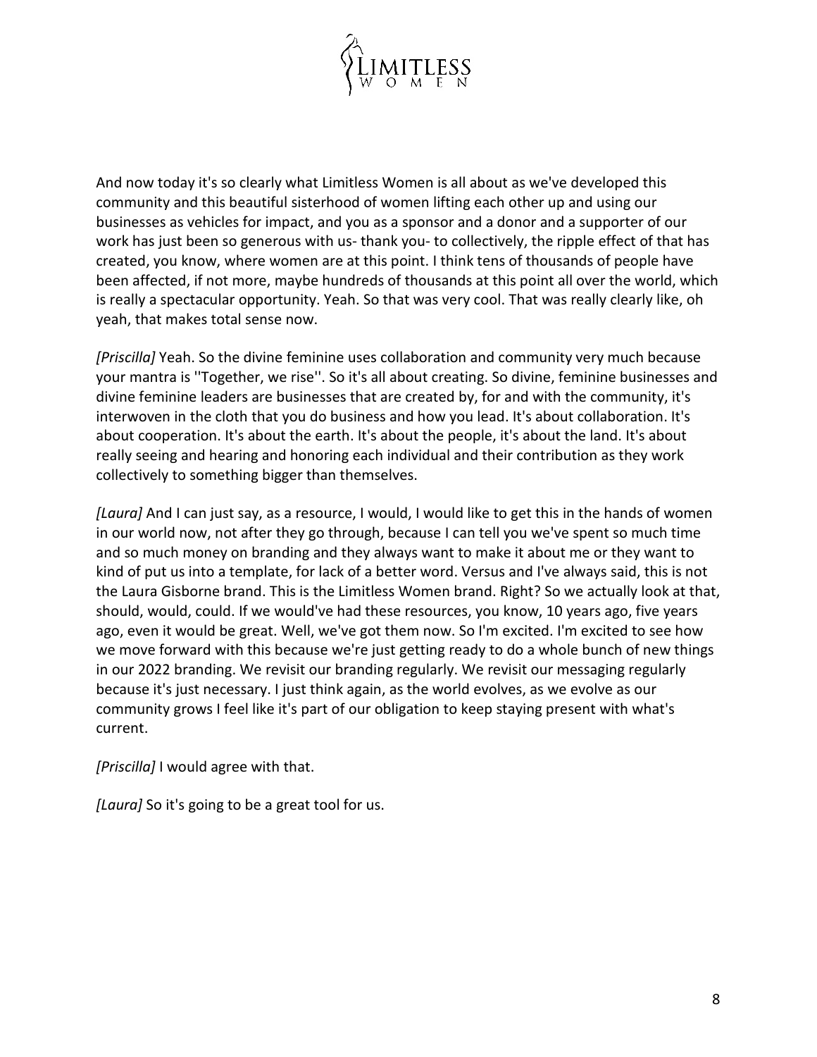And now today it's so clearly what Limitless Women is all about as we've developed this community and this beautiful sisterhood of women lifting each other up and using our businesses as vehicles for impact, and you as a sponsor and a donor and a supporter of our work has just been so generous with us- thank you- to collectively, the ripple effect of that has created, you know, where women are at this point. I think tens of thousands of people have been affected, if not more, maybe hundreds of thousands at this point all over the world, which is really a spectacular opportunity. Yeah. So that was very cool. That was really clearly like, oh yeah, that makes total sense now.

*[Priscilla]* Yeah. So the divine feminine uses collaboration and community very much because your mantra is ''Together, we rise''. So it's all about creating. So divine, feminine businesses and divine feminine leaders are businesses that are created by, for and with the community, it's interwoven in the cloth that you do business and how you lead. It's about collaboration. It's about cooperation. It's about the earth. It's about the people, it's about the land. It's about really seeing and hearing and honoring each individual and their contribution as they work collectively to something bigger than themselves.

*[Laura]* And I can just say, as a resource, I would, I would like to get this in the hands of women in our world now, not after they go through, because I can tell you we've spent so much time and so much money on branding and they always want to make it about me or they want to kind of put us into a template, for lack of a better word. Versus and I've always said, this is not the Laura Gisborne brand. This is the Limitless Women brand. Right? So we actually look at that, should, would, could. If we would've had these resources, you know, 10 years ago, five years ago, even it would be great. Well, we've got them now. So I'm excited. I'm excited to see how we move forward with this because we're just getting ready to do a whole bunch of new things in our 2022 branding. We revisit our branding regularly. We revisit our messaging regularly because it's just necessary. I just think again, as the world evolves, as we evolve as our community grows I feel like it's part of our obligation to keep staying present with what's current.

*[Priscilla]* I would agree with that.

*[Laura]* So it's going to be a great tool for us.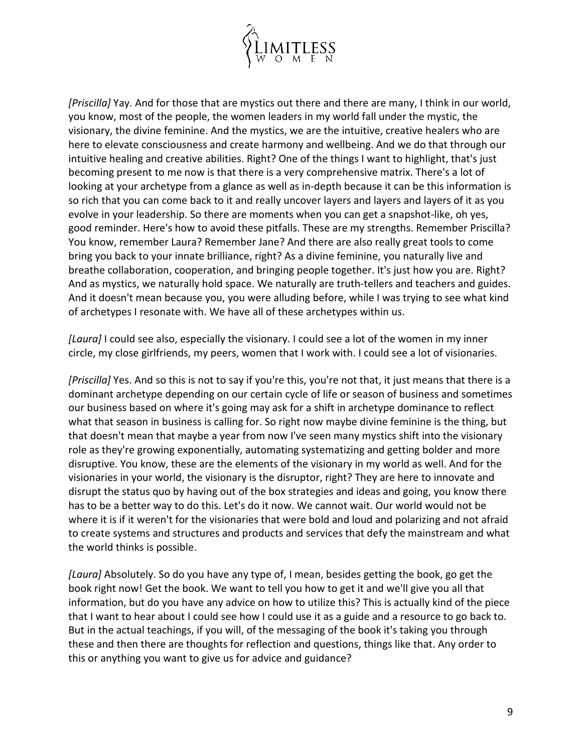*[Priscilla]* Yay. And for those that are mystics out there and there are many, I think in our world, you know, most of the people, the women leaders in my world fall under the mystic, the visionary, the divine feminine. And the mystics, we are the intuitive, creative healers who are here to elevate consciousness and create harmony and wellbeing. And we do that through our intuitive healing and creative abilities. Right? One of the things I want to highlight, that's just becoming present to me now is that there is a very comprehensive matrix. There's a lot of looking at your archetype from a glance as well as in-depth because it can be this information is so rich that you can come back to it and really uncover layers and layers and layers of it as you evolve in your leadership. So there are moments when you can get a snapshot-like, oh yes, good reminder. Here's how to avoid these pitfalls. These are my strengths. Remember Priscilla? You know, remember Laura? Remember Jane? And there are also really great tools to come bring you back to your innate brilliance, right? As a divine feminine, you naturally live and breathe collaboration, cooperation, and bringing people together. It's just how you are. Right? And as mystics, we naturally hold space. We naturally are truth-tellers and teachers and guides. And it doesn't mean because you, you were alluding before, while I was trying to see what kind of archetypes I resonate with. We have all of these archetypes within us.

*[Laura]* I could see also, especially the visionary. I could see a lot of the women in my inner circle, my close girlfriends, my peers, women that I work with. I could see a lot of visionaries.

*[Priscilla]* Yes. And so this is not to say if you're this, you're not that, it just means that there is a dominant archetype depending on our certain cycle of life or season of business and sometimes our business based on where it's going may ask for a shift in archetype dominance to reflect what that season in business is calling for. So right now maybe divine feminine is the thing, but that doesn't mean that maybe a year from now I've seen many mystics shift into the visionary role as they're growing exponentially, automating systematizing and getting bolder and more disruptive. You know, these are the elements of the visionary in my world as well. And for the visionaries in your world, the visionary is the disruptor, right? They are here to innovate and disrupt the status quo by having out of the box strategies and ideas and going, you know there has to be a better way to do this. Let's do it now. We cannot wait. Our world would not be where it is if it weren't for the visionaries that were bold and loud and polarizing and not afraid to create systems and structures and products and services that defy the mainstream and what the world thinks is possible.

*[Laura]* Absolutely. So do you have any type of, I mean, besides getting the book, go get the book right now! Get the book. We want to tell you how to get it and we'll give you all that information, but do you have any advice on how to utilize this? This is actually kind of the piece that I want to hear about I could see how I could use it as a guide and a resource to go back to. But in the actual teachings, if you will, of the messaging of the book it's taking you through these and then there are thoughts for reflection and questions, things like that. Any order to this or anything you want to give us for advice and guidance?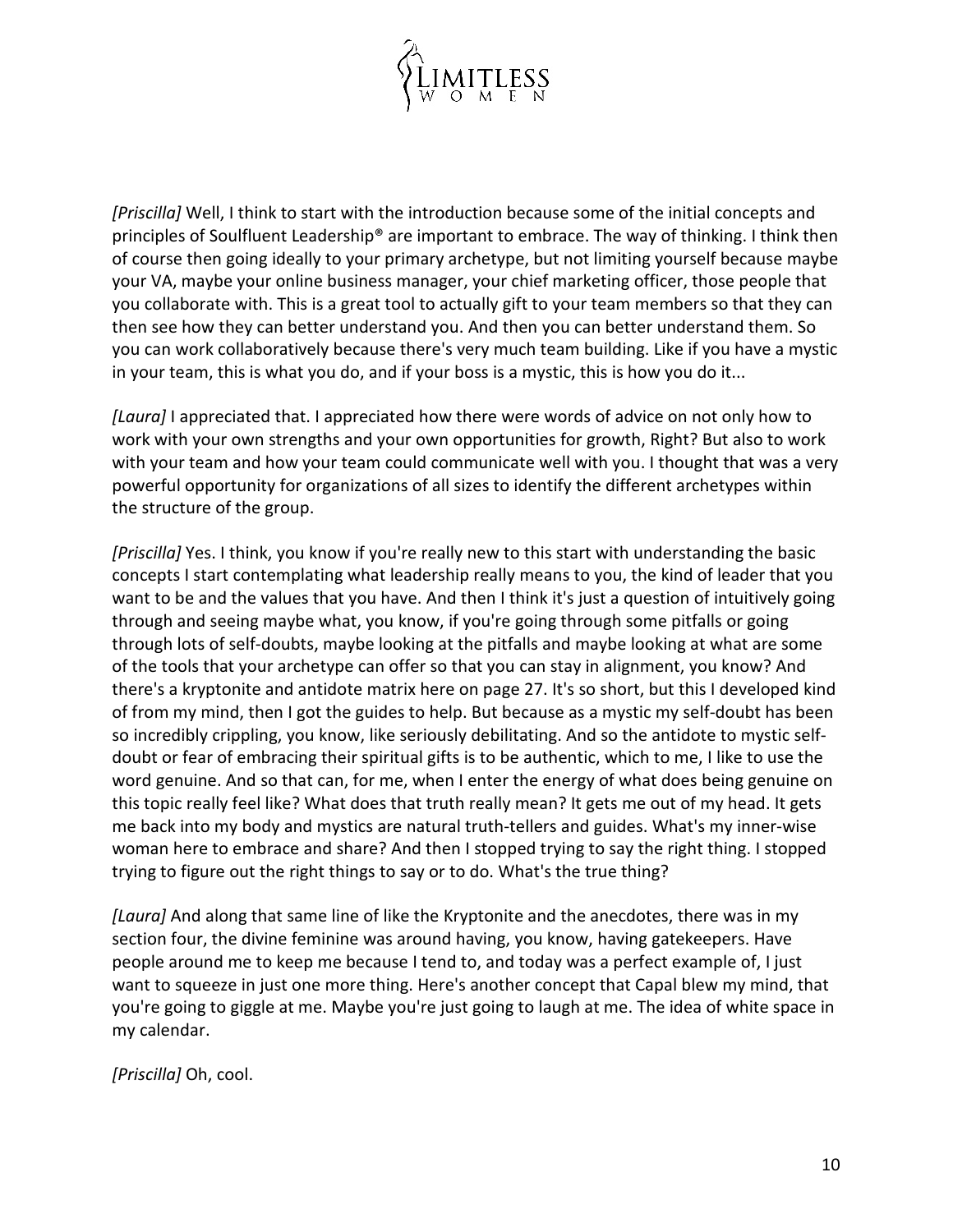*[Priscilla]* Well, I think to start with the introduction because some of the initial concepts and principles of Soulfluent Leadership® are important to embrace. The way of thinking. I think then of course then going ideally to your primary archetype, but not limiting yourself because maybe your VA, maybe your online business manager, your chief marketing officer, those people that you collaborate with. This is a great tool to actually gift to your team members so that they can then see how they can better understand you. And then you can better understand them. So you can work collaboratively because there's very much team building. Like if you have a mystic in your team, this is what you do, and if your boss is a mystic, this is how you do it...

*[Laura]* I appreciated that. I appreciated how there were words of advice on not only how to work with your own strengths and your own opportunities for growth, Right? But also to work with your team and how your team could communicate well with you. I thought that was a very powerful opportunity for organizations of all sizes to identify the different archetypes within the structure of the group.

*[Priscilla]* Yes. I think, you know if you're really new to this start with understanding the basic concepts I start contemplating what leadership really means to you, the kind of leader that you want to be and the values that you have. And then I think it's just a question of intuitively going through and seeing maybe what, you know, if you're going through some pitfalls or going through lots of self-doubts, maybe looking at the pitfalls and maybe looking at what are some of the tools that your archetype can offer so that you can stay in alignment, you know? And there's a kryptonite and antidote matrix here on page 27. It's so short, but this I developed kind of from my mind, then I got the guides to help. But because as a mystic my self-doubt has been so incredibly crippling, you know, like seriously debilitating. And so the antidote to mystic self-doubt or fear of embracing their spiritual gifts is to be authentic, which to me, I like to use the word genuine. And so that can, for me, when I enter the energy of what does being genuine on this topic really feel like? What does that truth really mean? It gets me out of my head. It gets me back into my body and mystics are natural truth-tellers and guides. What's my inner-wise woman here to embrace and share? And then I stopped trying to say the right thing. I stopped trying to figure out the right things to say or to do. What's the true thing?

*[Laura]* And along that same line of like the Kryptonite and the anecdotes, there was in my section four, the divine feminine was around having, you know, having gatekeepers. Have people around me to keep me because I tend to, and today was a perfect example of, I just want to squeeze in just one more thing. Here's another concept that Capal blew my mind, that you're going to giggle at me. Maybe you're just going to laugh at me. The idea of white space in my calendar.

*[Priscilla]* Oh, cool.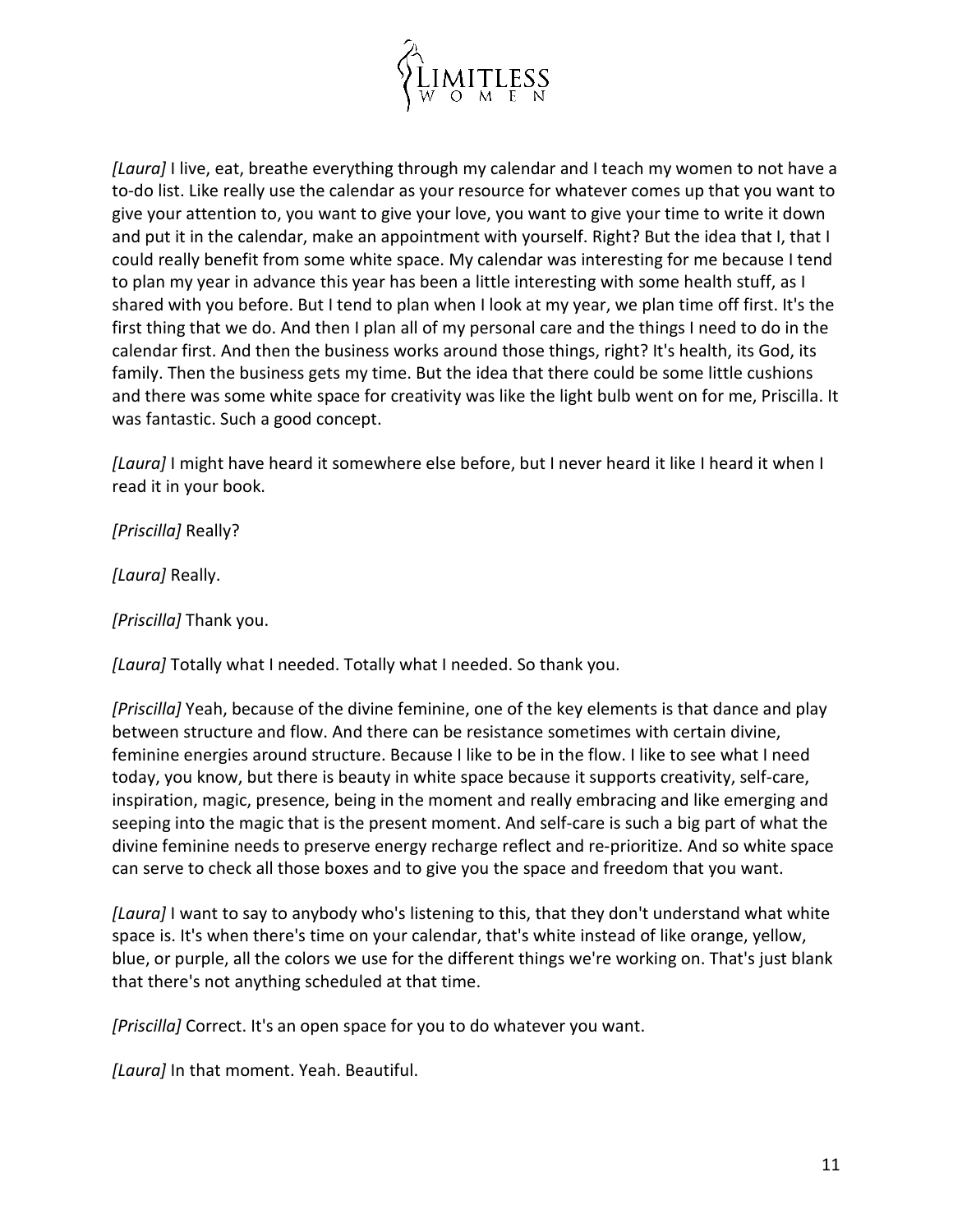*[Laura]* I live, eat, breathe everything through my calendar and I teach my women to not have a to-do list. Like really use the calendar as your resource for whatever comes up that you want to give your attention to, you want to give your love, you want to give your time to write it down and put it in the calendar, make an appointment with yourself. Right? But the idea that I, that I could really benefit from some white space. My calendar was interesting for me because I tend to plan my year in advance this year has been a little interesting with some health stuff, as I shared with you before. But I tend to plan when I look at my year, we plan time off first. It's the first thing that we do. And then I plan all of my personal care and the things I need to do in the calendar first. And then the business works around those things, right? It's health, its God, its family. Then the business gets my time. But the idea that there could be some little cushions and there was some white space for creativity was like the light bulb went on for me, Priscilla. It was fantastic. Such a good concept.

*[Laura]* I might have heard it somewhere else before, but I never heard it like I heard it when I read it in your book.

*[Priscilla]* Really?

*[Laura]* Really.

*[Priscilla]* Thank you.

*[Laura]* Totally what I needed. Totally what I needed. So thank you.

*[Priscilla]* Yeah, because of the divine feminine, one of the key elements is that dance and play between structure and flow. And there can be resistance sometimes with certain divine, feminine energies around structure. Because I like to be in the flow. I like to see what I need today, you know, but there is beauty in white space because it supports creativity, self-care, inspiration, magic, presence, being in the moment and really embracing and like emerging and seeping into the magic that is the present moment. And self-care is such a big part of what the divine feminine needs to preserve energy recharge reflect and re-prioritize. And so white space can serve to check all those boxes and to give you the space and freedom that you want.

*[Laura]* I want to say to anybody who's listening to this, that they don't understand what white space is. It's when there's time on your calendar, that's white instead of like orange, yellow, blue, or purple, all the colors we use for the different things we're working on. That's just blank that there's not anything scheduled at that time.

*[Priscilla]* Correct. It's an open space for you to do whatever you want.

*[Laura]* In that moment. Yeah. Beautiful.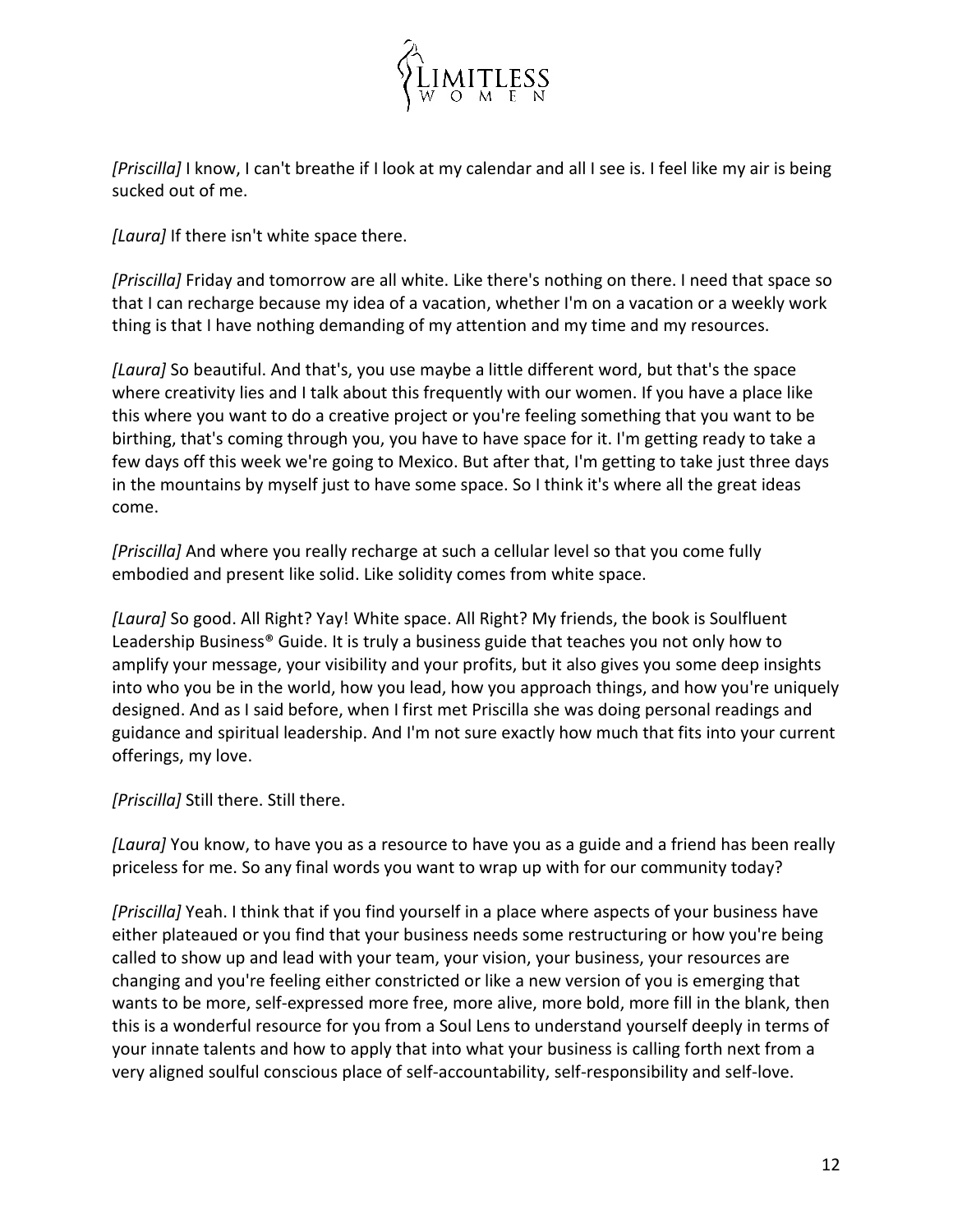*[Priscilla]* I know, I can't breathe if I look at my calendar and all I see is. I feel like my air is being sucked out of me.

*[Laura]* If there isn't white space there.

*[Priscilla]* Friday and tomorrow are all white. Like there's nothing on there. I need that space so that I can recharge because my idea of a vacation, whether I'm on a vacation or a weekly work thing is that I have nothing demanding of my attention and my time and my resources.

*[Laura]* So beautiful. And that's, you use maybe a little different word, but that's the space where creativity lies and I talk about this frequently with our women. If you have a place like this where you want to do a creative project or you're feeling something that you want to be birthing, that's coming through you, you have to have space for it. I'm getting ready to take a few days off this week we're going to Mexico. But after that, I'm getting to take just three days in the mountains by myself just to have some space. So I think it's where all the great ideas come.

*[Priscilla]* And where you really recharge at such a cellular level so that you come fully embodied and present like solid. Like solidity comes from white space.

*[Laura]* So good. All Right? Yay! White space. All Right? My friends, the book is Soulfluent Leadership Business® Guide. It is truly a business guide that teaches you not only how to amplify your message, your visibility and your profits, but it also gives you some deep insights into who you be in the world, how you lead, how you approach things, and how you're uniquely designed. And as I said before, when I first met Priscilla she was doing personal readings and guidance and spiritual leadership. And I'm not sure exactly how much that fits into your current offerings, my love.

*[Priscilla]* Still there. Still there.

*[Laura]* You know, to have you as a resource to have you as a guide and a friend has been really priceless for me. So any final words you want to wrap up with for our community today?

*[Priscilla]* Yeah. I think that if you find yourself in a place where aspects of your business have either plateaued or you find that your business needs some restructuring or how you're being called to show up and lead with your team, your vision, your business, your resources are changing and you're feeling either constricted or like a new version of you is emerging that wants to be more, self-expressed more free, more alive, more bold, more fill in the blank, then this is a wonderful resource for you from a Soul Lens to understand yourself deeply in terms of your innate talents and how to apply that into what your business is calling forth next from a very aligned soulful conscious place of self-accountability, self-responsibility and self-love.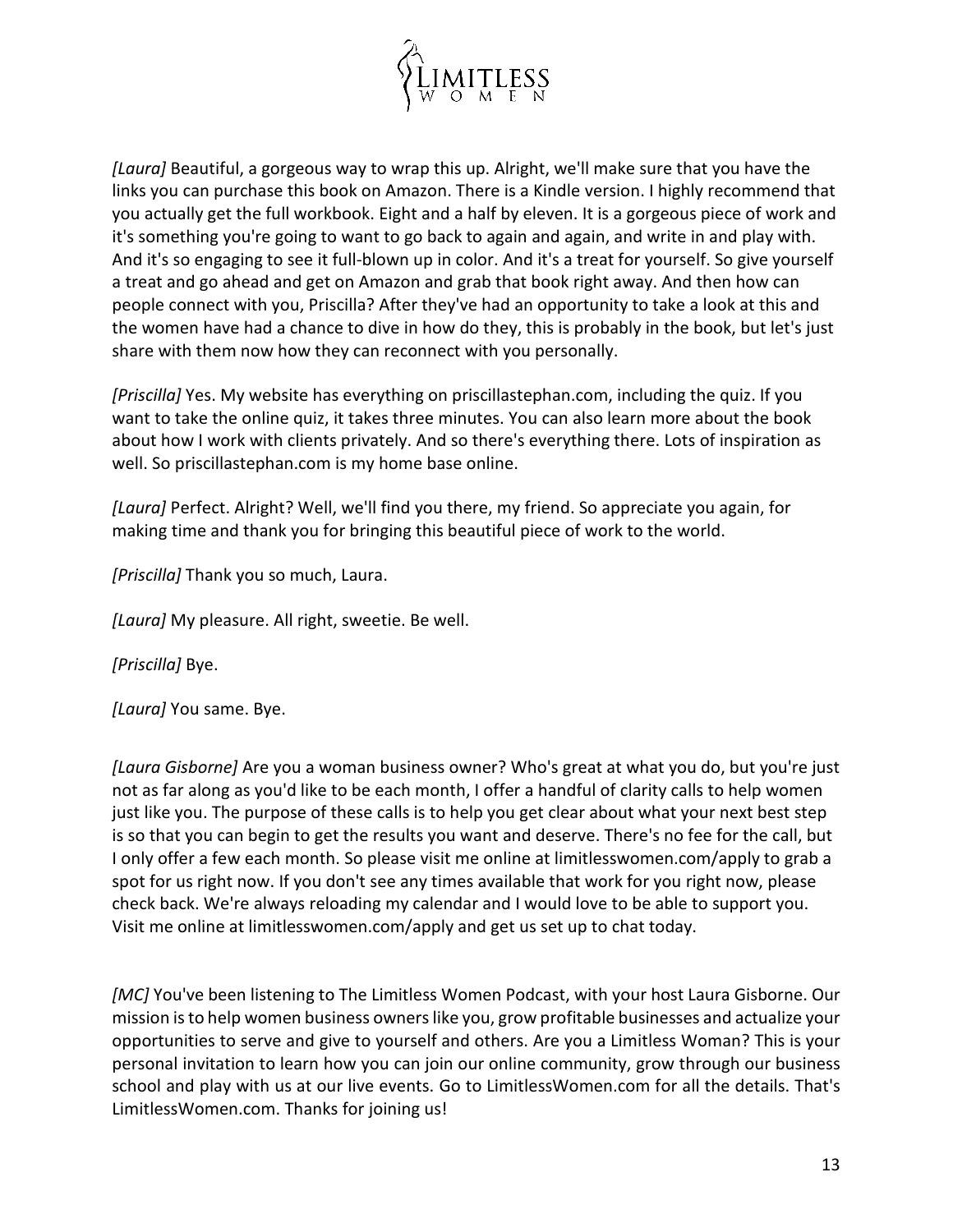*[Laura]* Beautiful, a gorgeous way to wrap this up. Alright, we'll make sure that you have the links you can purchase this book on Amazon. There is a Kindle version. I highly recommend that you actually get the full workbook. Eight and a half by eleven. It is a gorgeous piece of work and it's something you're going to want to go back to again and again, and write in and play with. And it's so engaging to see it full-blown up in color. And it's a treat for yourself. So give yourself a treat and go ahead and get on Amazon and grab that book right away. And then how can people connect with you, Priscilla? After they've had an opportunity to take a look at this and the women have had a chance to dive in how do they, this is probably in the book, but let's just share with them now how they can reconnect with you personally.

*[Priscilla]* Yes. My website has everything on priscillastephan.com, including the quiz. If you want to take the online quiz, it takes three minutes. You can also learn more about the book about how I work with clients privately. And so there's everything there. Lots of inspiration as well. So priscillastephan.com is my home base online.

*[Laura]* Perfect. Alright? Well, we'll find you there, my friend. So appreciate you again, for making time and thank you for bringing this beautiful piece of work to the world.

*[Priscilla]* Thank you so much, Laura.

*[Laura]* My pleasure. All right, sweetie. Be well.

*[Priscilla]* Bye.

*[Laura]* You same. Bye.

*[Laura Gisborne]* Are you a woman business owner? Who's great at what you do, but you're just not as far along as you'd like to be each month, I offer a handful of clarity calls to help women just like you. The purpose of these calls is to help you get clear about what your next best step is so that you can begin to get the results you want and deserve. There's no fee for the call, but I only offer a few each month. So please visit me online at limitlesswomen.com/apply to grab a spot for us right now. If you don't see any times available that work for you right now, please check back. We're always reloading my calendar and I would love to be able to support you. Visit me online at limitlesswomen.com/apply and get us set up to chat today.

*[MC]* You've been listening to The Limitless Women Podcast, with your host Laura Gisborne. Our mission is to help women business owners like you, grow profitable businesses and actualize your opportunities to serve and give to yourself and others. Are you a Limitless Woman? This is your personal invitation to learn how you can join our online community, grow through our business school and play with us at our live events. Go to LimitlessWomen.com for all the details. That's LimitlessWomen.com. Thanks for joining us!